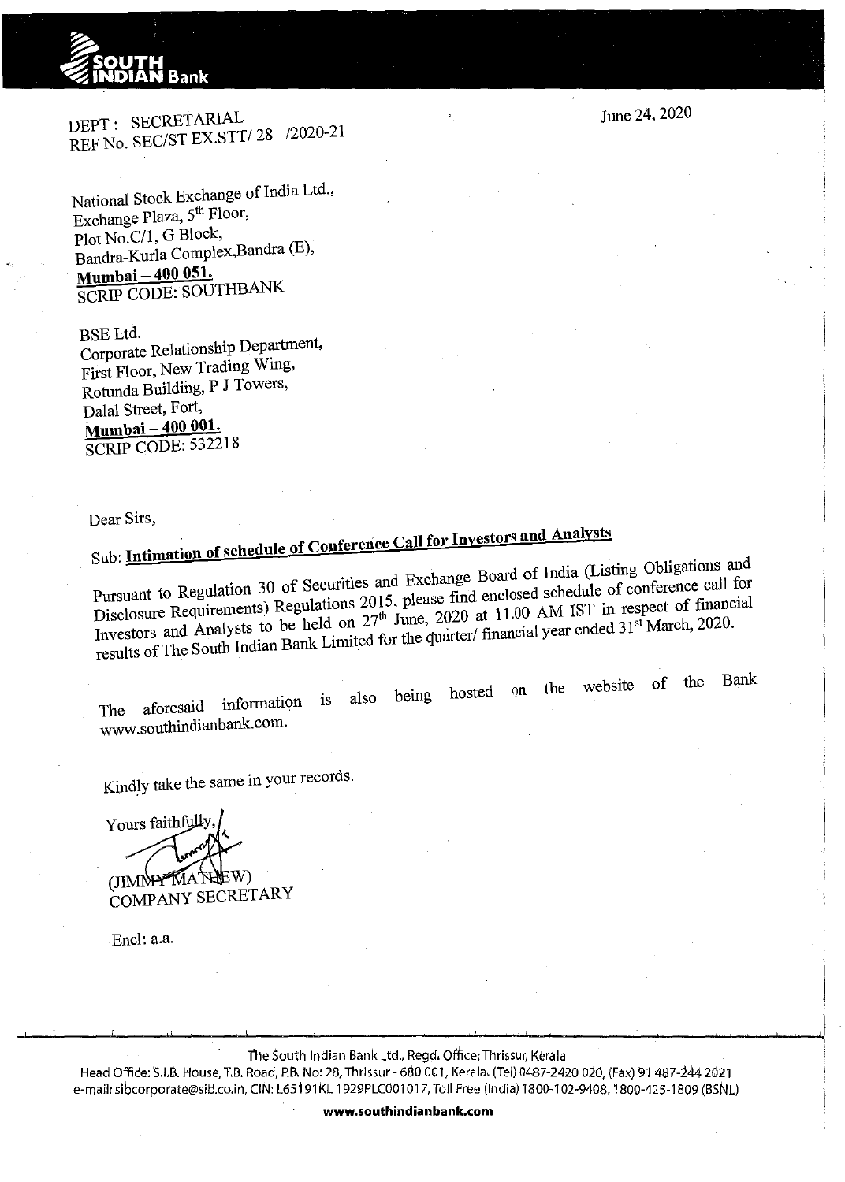**SOUTH INDIAN Bank**

DEPT : SECRETARIAL
REF No. SEC/ST EX.STT/ 28 /2020-21

June 24, 2020

National Stock Exchange of India Ltd.,
Exchange Plaza, 5th Floor,
Plot No.C/1, G Block,
Bandra-Kurla Complex,Bandra (E),
**Mumbai – 400 051.**
SCRIP CODE: SOUTHBANK

BSE Ltd.
Corporate Relationship Department,
First Floor, New Trading Wing,
Rotunda Building, P J Towers,
Dalal Street, Fort,
**Mumbai – 400 001.**
SCRIP CODE: 532218

Dear Sirs,

Sub: **Intimation of schedule of Conference Call for Investors and Analysts**

Pursuant to Regulation 30 of Securities and Exchange Board of India (Listing Obligations and Disclosure Requirements) Regulations 2015, please find enclosed schedule of conference call for Investors and Analysts to be held on 27th June, 2020 at 11.00 AM IST in respect of financial results of The South Indian Bank Limited for the quarter/ financial year ended 31st March, 2020.

The aforesaid information is also being hosted on the website of the Bank www.southindianbank.com.

Kindly take the same in your records.

Yours faithfully,

(JIMMY MATHEW)
COMPANY SECRETARY

Encl: a.a.

The South Indian Bank Ltd., Regd. Office: Thrissur, Kerala
Head Office: S.I.B. House, T.B. Road, P.B. No: 28, Thrissur - 680 001, Kerala. (Tel) 0487-2420 020, (Fax) 91 487-244 2021
e-mail: sibcorporate@sib.co.in, CIN: L65191KL1929PLC001017, Toll Free (India) 1800-102-9408, 1800-425-1809 (BSNL)

**www.southindianbank.com**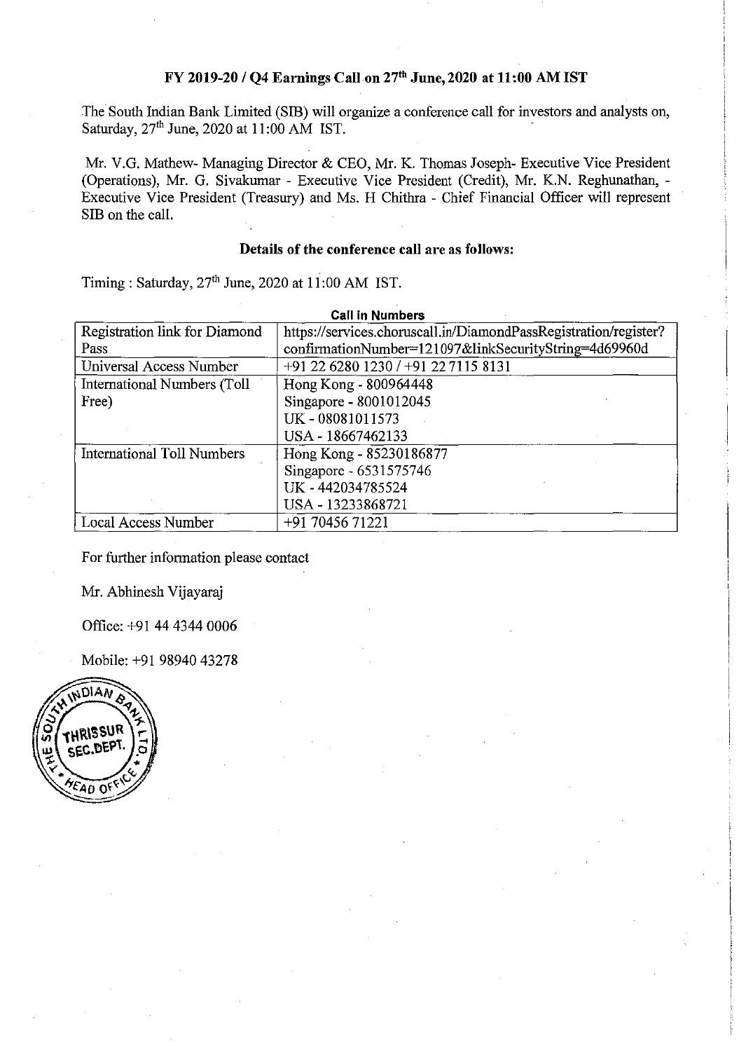## FY 2019-20 / Q4 Earnings Call on 27th June, 2020 at 11:00 AM IST

The South Indian Bank Limited (SIB) will organize a conference call for investors and analysts on, Saturday, 27th June, 2020 at 11:00 AM IST.

Mr. V.G. Mathew- Managing Director & CEO, Mr. K. Thomas Joseph- Executive Vice President (Operations), Mr. G. Sivakumar - Executive Vice President (Credit), Mr. K.N. Reghunathan, - Executive Vice President (Treasury) and Ms. H Chithra - Chief Financial Officer will represent SIB on the call.

**Details of the conference call are as follows:**

Timing : Saturday, 27th June, 2020 at 11:00 AM IST.

**Call in Numbers**

| | |
|---|---|
| Registration link for Diamond Pass | https://services.choruscall.in/DiamondPassRegistration/register?confirmationNumber=121097&linkSecurityString=4d69960d |
| Universal Access Number | +91 22 6280 1230 / +91 22 7115 8131 |
| International Numbers (Toll Free) | Hong Kong - 800964448<br>Singapore - 8001012045<br>UK - 08081011573<br>USA - 18667462133 |
| International Toll Numbers | Hong Kong - 85230186877<br>Singapore - 6531575746<br>UK - 442034785524<br>USA - 13233868721 |
| Local Access Number | +91 70456 71221 |

For further information please contact

Mr. Abhinesh Vijayaraj

Office: +91 44 4344 0006

Mobile: +91 98940 43278

THE SOUTH INDIAN BANK LTD. THRISSUR SEC.DEPT. HEAD OFFICE